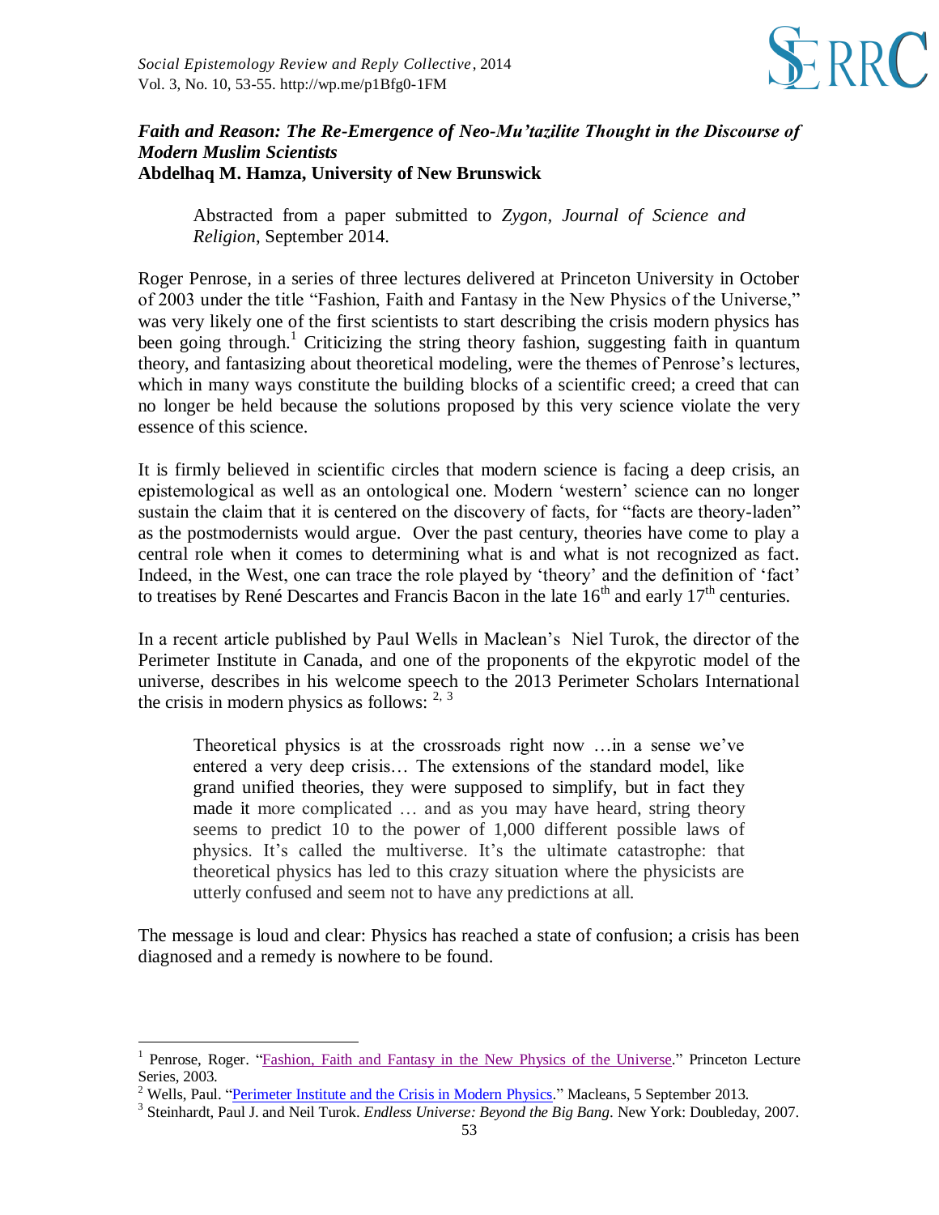***Faith and Reason: The Re-Emergence of Neo-Mu'tazilite Thought in the Discourse of Modern Muslim Scientists***
**Abdelhaq M. Hamza, University of New Brunswick**

> Abstracted from a paper submitted to *Zygon, Journal of Science and Religion*, September 2014.

Roger Penrose, in a series of three lectures delivered at Princeton University in October of 2003 under the title "Fashion, Faith and Fantasy in the New Physics of the Universe," was very likely one of the first scientists to start describing the crisis modern physics has been going through.[1] Criticizing the string theory fashion, suggesting faith in quantum theory, and fantasizing about theoretical modeling, were the themes of Penrose's lectures, which in many ways constitute the building blocks of a scientific creed; a creed that can no longer be held because the solutions proposed by this very science violate the very essence of this science.

It is firmly believed in scientific circles that modern science is facing a deep crisis, an epistemological as well as an ontological one. Modern 'western' science can no longer sustain the claim that it is centered on the discovery of facts, for "facts are theory-laden" as the postmodernists would argue. Over the past century, theories have come to play a central role when it comes to determining what is and what is not recognized as fact. Indeed, in the West, one can trace the role played by 'theory' and the definition of 'fact' to treatises by René Descartes and Francis Bacon in the late 16th and early 17th centuries.

In a recent article published by Paul Wells in Maclean's Niel Turok, the director of the Perimeter Institute in Canada, and one of the proponents of the ekpyrotic model of the universe, describes in his welcome speech to the 2013 Perimeter Scholars International the crisis in modern physics as follows: [2, 3]

> Theoretical physics is at the crossroads right now …in a sense we've entered a very deep crisis… The extensions of the standard model, like grand unified theories, they were supposed to simplify, but in fact they made it more complicated … and as you may have heard, string theory seems to predict 10 to the power of 1,000 different possible laws of physics. It's called the multiverse. It's the ultimate catastrophe: that theoretical physics has led to this crazy situation where the physicists are utterly confused and seem not to have any predictions at all.

The message is loud and clear: Physics has reached a state of confusion; a crisis has been diagnosed and a remedy is nowhere to be found.

---

[1] Penrose, Roger. "Fashion, Faith and Fantasy in the New Physics of the Universe." Princeton Lecture Series, 2003.

[2] Wells, Paul. "Perimeter Institute and the Crisis in Modern Physics." Macleans, 5 September 2013.

[3] Steinhardt, Paul J. and Neil Turok. *Endless Universe: Beyond the Big Bang*. New York: Doubleday, 2007.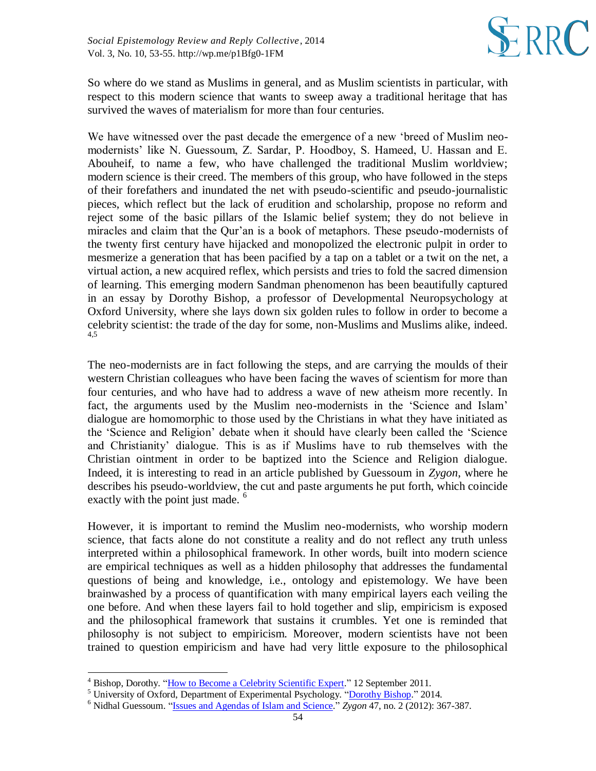So where do we stand as Muslims in general, and as Muslim scientists in particular, with respect to this modern science that wants to sweep away a traditional heritage that has survived the waves of materialism for more than four centuries.

We have witnessed over the past decade the emergence of a new 'breed of Muslim neo-modernists' like N. Guessoum, Z. Sardar, P. Hoodboy, S. Hameed, U. Hassan and E. Abouheif, to name a few, who have challenged the traditional Muslim worldview; modern science is their creed. The members of this group, who have followed in the steps of their forefathers and inundated the net with pseudo-scientific and pseudo-journalistic pieces, which reflect but the lack of erudition and scholarship, propose no reform and reject some of the basic pillars of the Islamic belief system; they do not believe in miracles and claim that the Qur'an is a book of metaphors. These pseudo-modernists of the twenty first century have hijacked and monopolized the electronic pulpit in order to mesmerize a generation that has been pacified by a tap on a tablet or a twit on the net, a virtual action, a new acquired reflex, which persists and tries to fold the sacred dimension of learning. This emerging modern Sandman phenomenon has been beautifully captured in an essay by Dorothy Bishop, a professor of Developmental Neuropsychology at Oxford University, where she lays down six golden rules to follow in order to become a celebrity scientist: the trade of the day for some, non-Muslims and Muslims alike, indeed.[4,5]

The neo-modernists are in fact following the steps, and are carrying the moulds of their western Christian colleagues who have been facing the waves of scientism for more than four centuries, and who have had to address a wave of new atheism more recently. In fact, the arguments used by the Muslim neo-modernists in the 'Science and Islam' dialogue are homomorphic to those used by the Christians in what they have initiated as the 'Science and Religion' debate when it should have clearly been called the 'Science and Christianity' dialogue. This is as if Muslims have to rub themselves with the Christian ointment in order to be baptized into the Science and Religion dialogue. Indeed, it is interesting to read in an article published by Guessoum in *Zygon*, where he describes his pseudo-worldview, the cut and paste arguments he put forth, which coincide exactly with the point just made.[6]

However, it is important to remind the Muslim neo-modernists, who worship modern science, that facts alone do not constitute a reality and do not reflect any truth unless interpreted within a philosophical framework. In other words, built into modern science are empirical techniques as well as a hidden philosophy that addresses the fundamental questions of being and knowledge, i.e., ontology and epistemology. We have been brainwashed by a process of quantification with many empirical layers each veiling the one before. And when these layers fail to hold together and slip, empiricism is exposed and the philosophical framework that sustains it crumbles. Yet one is reminded that philosophy is not subject to empiricism. Moreover, modern scientists have not been trained to question empiricism and have had very little exposure to the philosophical

---

[4] Bishop, Dorothy. "How to Become a Celebrity Scientific Expert." 12 September 2011.

[5] University of Oxford, Department of Experimental Psychology. "Dorothy Bishop." 2014.

[6] Nidhal Guessoum. "Issues and Agendas of Islam and Science." *Zygon* 47, no. 2 (2012): 367-387.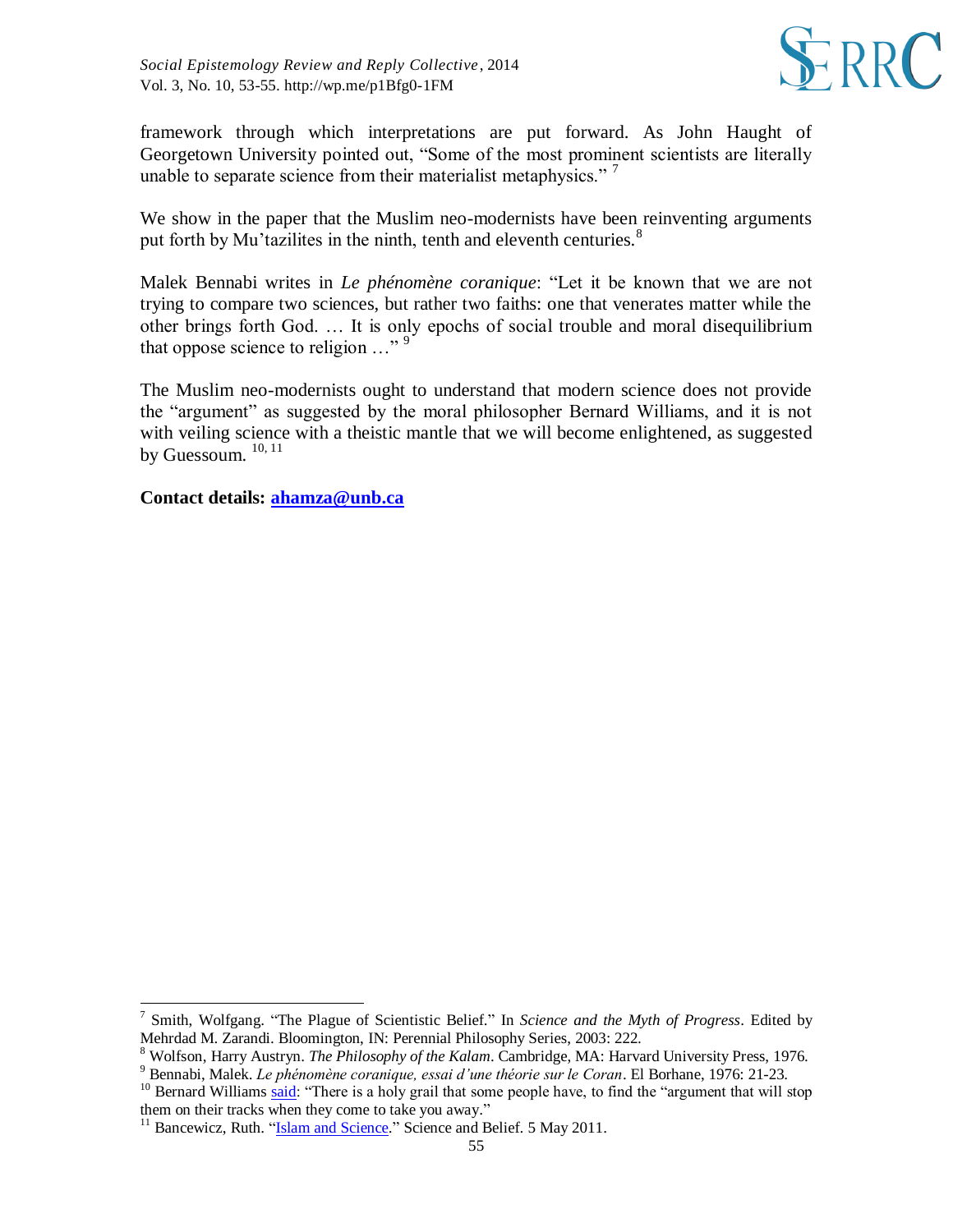framework through which interpretations are put forward. As John Haught of Georgetown University pointed out, "Some of the most prominent scientists are literally unable to separate science from their materialist metaphysics." [7]

We show in the paper that the Muslim neo-modernists have been reinventing arguments put forth by Mu'tazilites in the ninth, tenth and eleventh centuries.[8]

Malek Bennabi writes in *Le phénomène coranique*: "Let it be known that we are not trying to compare two sciences, but rather two faiths: one that venerates matter while the other brings forth God. … It is only epochs of social trouble and moral disequilibrium that oppose science to religion …" [9]

The Muslim neo-modernists ought to understand that modern science does not provide the "argument" as suggested by the moral philosopher Bernard Williams, and it is not with veiling science with a theistic mantle that we will become enlightened, as suggested by Guessoum. [10, 11]

**Contact details: ahamza@unb.ca**

---

[7] Smith, Wolfgang. "The Plague of Scientistic Belief." In *Science and the Myth of Progress*. Edited by Mehrdad M. Zarandi. Bloomington, IN: Perennial Philosophy Series, 2003: 222.

[8] Wolfson, Harry Austryn. *The Philosophy of the Kalam*. Cambridge, MA: Harvard University Press, 1976.

[9] Bennabi, Malek. *Le phénomène coranique, essai d'une théorie sur le Coran*. El Borhane, 1976: 21-23.

[10] Bernard Williams said: "There is a holy grail that some people have, to find the "argument that will stop them on their tracks when they come to take you away."

[11] Bancewicz, Ruth. "Islam and Science." Science and Belief. 5 May 2011.